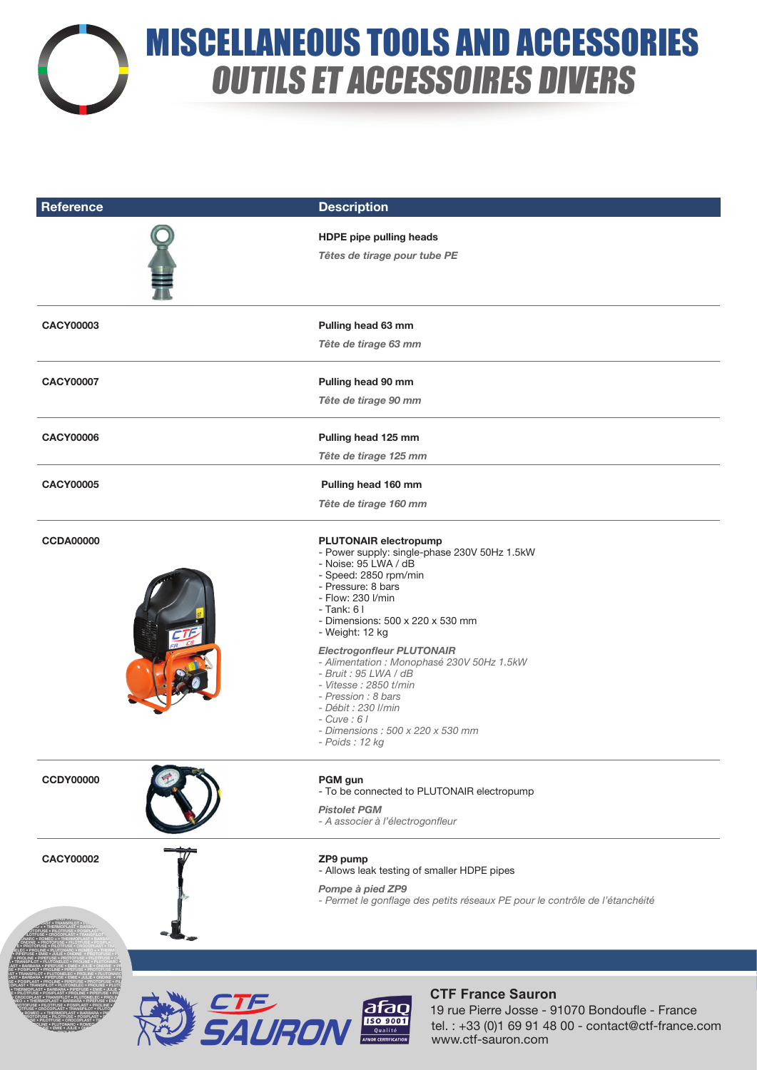# MISCELLANEOUS TOOLS AND ACCESSORIES

# *OUTILS ET ACCESSOIRES DIVERS*

| Reference | Description |
|---|---|
| | **HDPE pipe pulling heads**<br>***Têtes de tirage pour tube PE*** |
| **CACY00003** | **Pulling head 63 mm**<br>***Tête de tirage 63 mm*** |
| **CACY00007** | **Pulling head 90 mm**<br>***Tête de tirage 90 mm*** |
| **CACY00006** | **Pulling head 125 mm**<br>***Tête de tirage 125 mm*** |
| **CACY00005** | **Pulling head 160 mm**<br>***Tête de tirage 160 mm*** |
| **CCDA00000** | **PLUTONAIR electropump**<br>- Power supply: single-phase 230V 50Hz 1.5kW<br>- Noise: 95 LWA / dB<br>- Speed: 2850 rpm/min<br>- Pressure: 8 bars<br>- Flow: 230 l/min<br>- Tank: 6 l<br>- Dimensions: 500 x 220 x 530 mm<br>- Weight: 12 kg<br><br>***Electrogonfleur PLUTONAIR***<br>*- Alimentation : Monophasé 230V 50Hz 1.5kW*<br>*- Bruit : 95 LWA / dB*<br>*- Vitesse : 2850 t/min*<br>*- Pression : 8 bars*<br>*- Débit : 230 l/min*<br>*- Cuve : 6 l*<br>*- Dimensions : 500 x 220 x 530 mm*<br>*- Poids : 12 kg* |
| **CCDY00000** | **PGM gun**<br>- To be connected to PLUTONAIR electropump<br><br>***Pistolet PGM***<br>*- A associer à l'électrogonfleur* |
| **CACY00002** | **ZP9 pump**<br>- Allows leak testing of smaller HDPE pipes<br><br>***Pompe à pied ZP9***<br>*- Permet le gonflage des petits réseaux PE pour le contrôle de l'étanchéité* |

**CTF France Sauron**
19 rue Pierre Josse - 91070 Bondoufle - France
tel. : +33 (0)1 69 91 48 00 - contact@ctf-france.com
www.ctf-sauron.com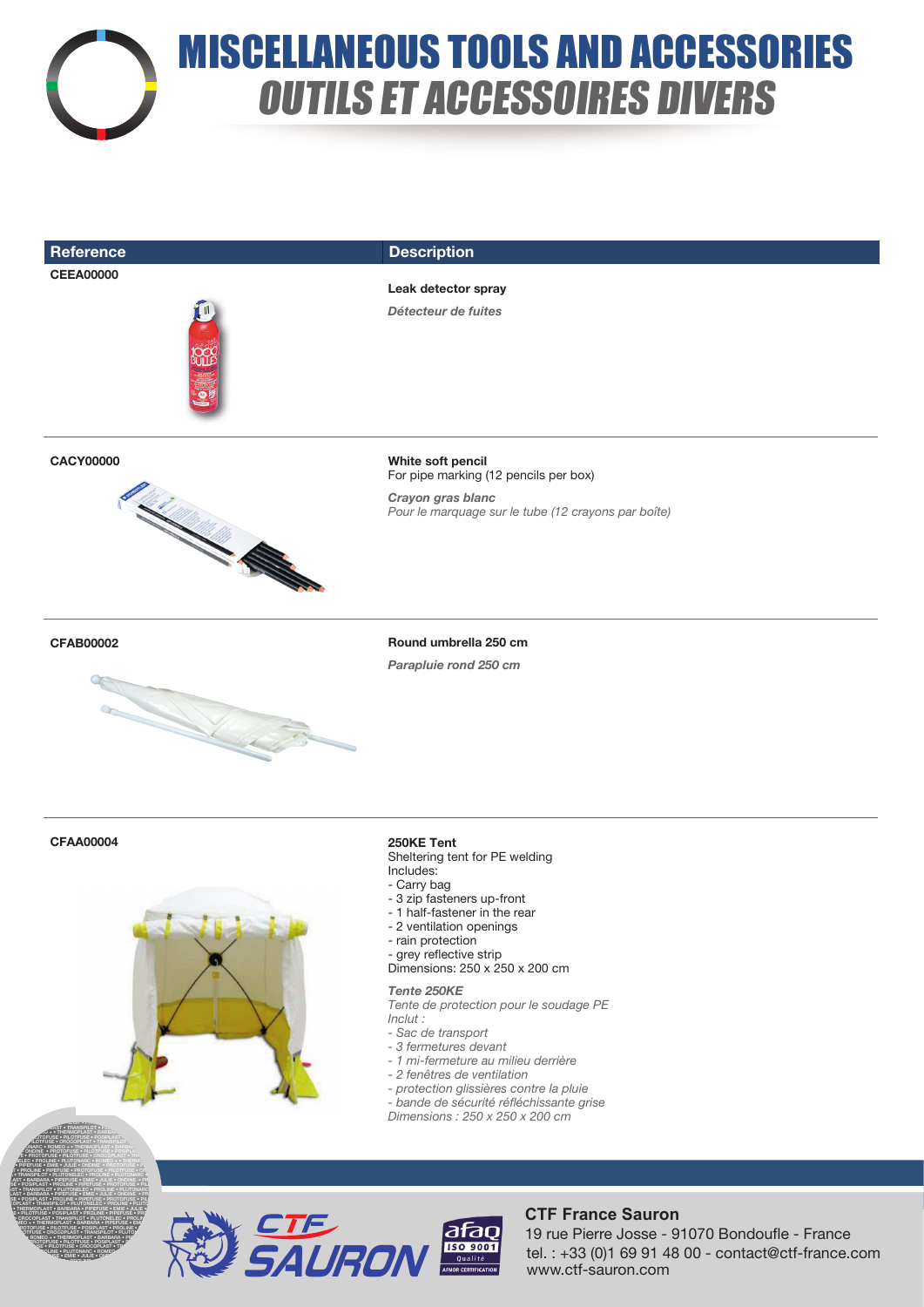# MISCELLANEOUS TOOLS AND ACCESSORIES

## *OUTILS ET ACCESSOIRES DIVERS*

| Reference | Description |
|---|---|
| **CEEA00000** | **Leak detector spray**<br>***Détecteur de fuites*** |
| **CACY00000** | **White soft pencil**<br>For pipe marking (12 pencils per box)<br>***Crayon gras blanc***<br>*Pour le marquage sur le tube (12 crayons par boîte)* |
| **CFAB00002** | **Round umbrella 250 cm**<br>***Parapluie rond 250 cm*** |
| **CFAA00004** | **250KE Tent**<br>Sheltering tent for PE welding<br>Includes:<br>- Carry bag<br>- 3 zip fasteners up-front<br>- 1 half-fastener in the rear<br>- 2 ventilation openings<br>- rain protection<br>- grey reflective strip<br>Dimensions: 250 x 250 x 200 cm<br>***Tente 250KE***<br>*Tente de protection pour le soudage PE*<br>*Inclut :*<br>*- Sac de transport*<br>*- 3 fermetures devant*<br>*- 1 mi-fermeture au milieu derrière*<br>*- 2 fenêtres de ventilation*<br>*- protection glissières contre la pluie*<br>*- bande de sécurité réfléchissante grise*<br>*Dimensions : 250 x 250 x 200 cm* |

**CTF France Sauron**
19 rue Pierre Josse - 91070 Bondoufle - France
tel. : +33 (0)1 69 91 48 00 - contact@ctf-france.com
www.ctf-sauron.com